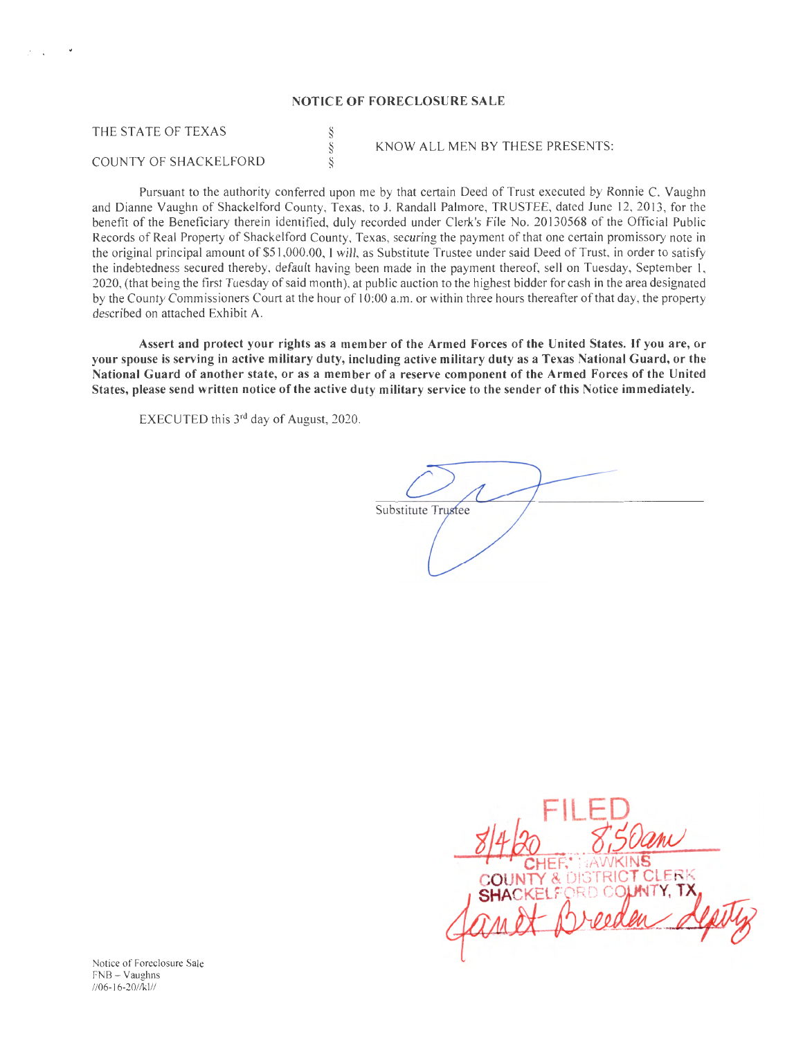## NOTICE OF FORECLOSURE SALE

THE STATE OF TEXAS §
§ KNOW ALL MEN BY THESE PRESENTS:
COUNTY OF SHACKELFORD §

Pursuant to the authority conferred upon me by that certain Deed of Trust executed by Ronnie C. Vaughn and Dianne Vaughn of Shackelford County, Texas, to J. Randall Palmore, TRUSTEE, dated June 12, 2013, for the benefit of the Beneficiary therein identified, duly recorded under Clerk's File No. 20130568 of the Official Public Records of Real Property of Shackelford County, Texas, securing the payment of that one certain promissory note in the original principal amount of $51,000.00, I will, as Substitute Trustee under said Deed of Trust, in order to satisfy the indebtedness secured thereby, default having been made in the payment thereof, sell on Tuesday, September 1, 2020, (that being the first Tuesday of said month), at public auction to the highest bidder for cash in the area designated by the County Commissioners Court at the hour of 10:00 a.m. or within three hours thereafter of that day, the property described on attached Exhibit A.

**Assert and protect your rights as a member of the Armed Forces of the United States. If you are, or your spouse is serving in active military duty, including active military duty as a Texas National Guard, or the National Guard of another state, or as a member of a reserve component of the Armed Forces of the United States, please send written notice of the active duty military service to the sender of this Notice immediately.**

EXECUTED this 3rd day of August, 2020.

Substitute Trustee

FILED
8/4/20 8:50am
CHERI HAWKINS
COUNTY & DISTRICT CLERK
SHACKELFORD COUNTY, TX
Janet Breeden deputy

Notice of Foreclosure Sale
FNB – Vaughns
//06-16-20//kl//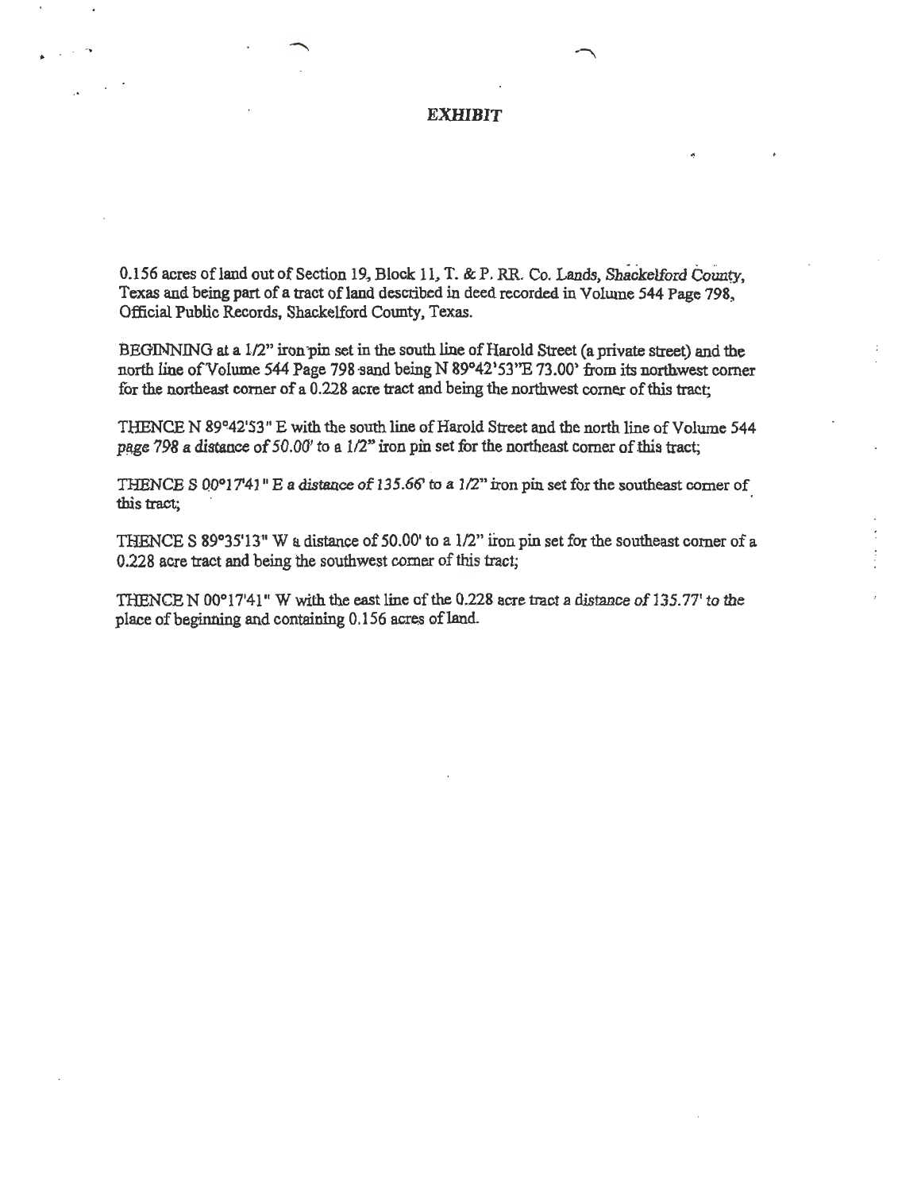***EXHIBIT***

0.156 acres of land out of Section 19, Block 11, T. & P. RR. Co. Lands, Shackelford County, Texas and being part of a tract of land described in deed recorded in Volume 544 Page 798, Official Public Records, Shackelford County, Texas.

BEGINNING at a 1/2" iron pin set in the south line of Harold Street (a private street) and the north line of Volume 544 Page 798 sand being N 89°42'53"E 73.00' from its northwest corner for the northeast corner of a 0.228 acre tract and being the northwest corner of this tract;

THENCE N 89°42'53" E with the south line of Harold Street and the north line of Volume 544 page 798 a distance of 50.00' to a 1/2" iron pin set for the northeast corner of this tract;

THENCE S 00°17'41" E a distance of 135.66' to a 1/2" iron pin set for the southeast corner of this tract;

THENCE S 89°35'13" W a distance of 50.00' to a 1/2" iron pin set for the southeast corner of a 0.228 acre tract and being the southwest corner of this tract;

THENCE N 00°17'41" W with the east line of the 0.228 acre tract a distance of 135.77' to the place of beginning and containing 0.156 acres of land.